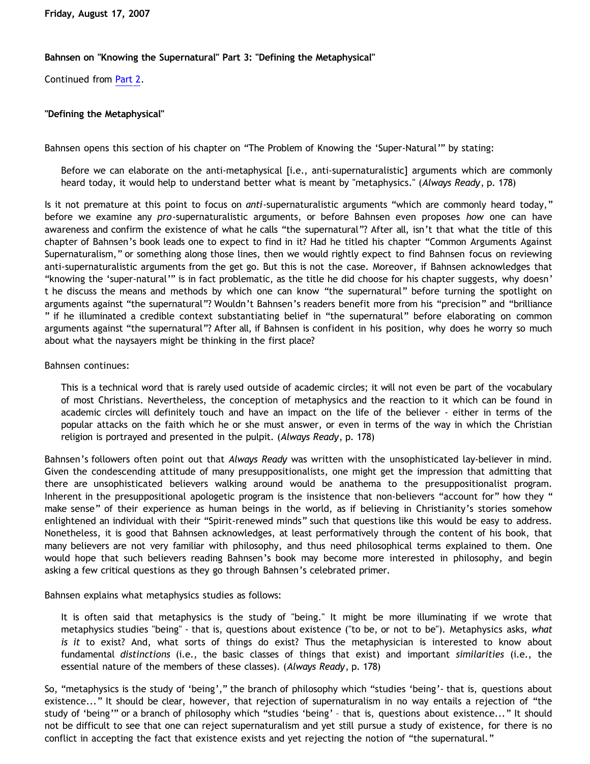Friday, August 17, 2007

**Bahnsen on "Knowing the Supernatural" Part 3: "Defining the Metaphysical"**

Continued from Part 2.

**"Defining the Metaphysical"**

Bahnsen opens this section of his chapter on "The Problem of Knowing the 'Super-Natural'" by stating:

> Before we can elaborate on the anti-metaphysical [i.e., anti-supernaturalistic] arguments which are commonly heard today, it would help to understand better what is meant by "metaphysics." (*Always Ready*, p. 178)

Is it not premature at this point to focus on *anti*-supernaturalistic arguments "which are commonly heard today," before we examine any *pro*-supernaturalistic arguments, or before Bahnsen even proposes *how* one can have awareness and confirm the existence of what he calls "the supernatural"? After all, isn't that what the title of this chapter of Bahnsen's book leads one to expect to find in it? Had he titled his chapter "Common Arguments Against Supernaturalism," or something along those lines, then we would rightly expect to find Bahnsen focus on reviewing anti-supernaturalistic arguments from the get go. But this is not the case. Moreover, if Bahnsen acknowledges that "knowing the 'super-natural'" is in fact problematic, as the title he did choose for his chapter suggests, why doesn't he discuss the means and methods by which one can know "the supernatural" before turning the spotlight on arguments against "the supernatural"? Wouldn't Bahnsen's readers benefit more from his "precision" and "brilliance" if he illuminated a credible context substantiating belief in "the supernatural" before elaborating on common arguments against "the supernatural"? After all, if Bahnsen is confident in his position, why does he worry so much about what the naysayers might be thinking in the first place?

Bahnsen continues:

> This is a technical word that is rarely used outside of academic circles; it will not even be part of the vocabulary of most Christians. Nevertheless, the conception of metaphysics and the reaction to it which can be found in academic circles will definitely touch and have an impact on the life of the believer - either in terms of the popular attacks on the faith which he or she must answer, or even in terms of the way in which the Christian religion is portrayed and presented in the pulpit. (*Always Ready*, p. 178)

Bahnsen's followers often point out that *Always Ready* was written with the unsophisticated lay-believer in mind. Given the condescending attitude of many presuppositionalists, one might get the impression that admitting that there are unsophisticated believers walking around would be anathema to the presuppositionalist program. Inherent in the presuppositional apologetic program is the insistence that non-believers "account for" how they "make sense" of their experience as human beings in the world, as if believing in Christianity's stories somehow enlightened an individual with their "Spirit-renewed minds" such that questions like this would be easy to address. Nonetheless, it is good that Bahnsen acknowledges, at least performatively through the content of his book, that many believers are not very familiar with philosophy, and thus need philosophical terms explained to them. One would hope that such believers reading Bahnsen's book may become more interested in philosophy, and begin asking a few critical questions as they go through Bahnsen's celebrated primer.

Bahnsen explains what metaphysics studies as follows:

> It is often said that metaphysics is the study of "being." It might be more illuminating if we wrote that metaphysics studies "being" - that is, questions about existence ("to be, or not to be"). Metaphysics asks, *what is it* to exist? And, what sorts of things do exist? Thus the metaphysician is interested to know about fundamental *distinctions* (i.e., the basic classes of things that exist) and important *similarities* (i.e., the essential nature of the members of these classes). (*Always Ready*, p. 178)

So, "metaphysics is the study of 'being'," the branch of philosophy which "studies 'being'- that is, questions about existence..." It should be clear, however, that rejection of supernaturalism in no way entails a rejection of "the study of 'being'" or a branch of philosophy which "studies 'being' – that is, questions about existence..." It should not be difficult to see that one can reject supernaturalism and yet still pursue a study of existence, for there is no conflict in accepting the fact that existence exists and yet rejecting the notion of "the supernatural."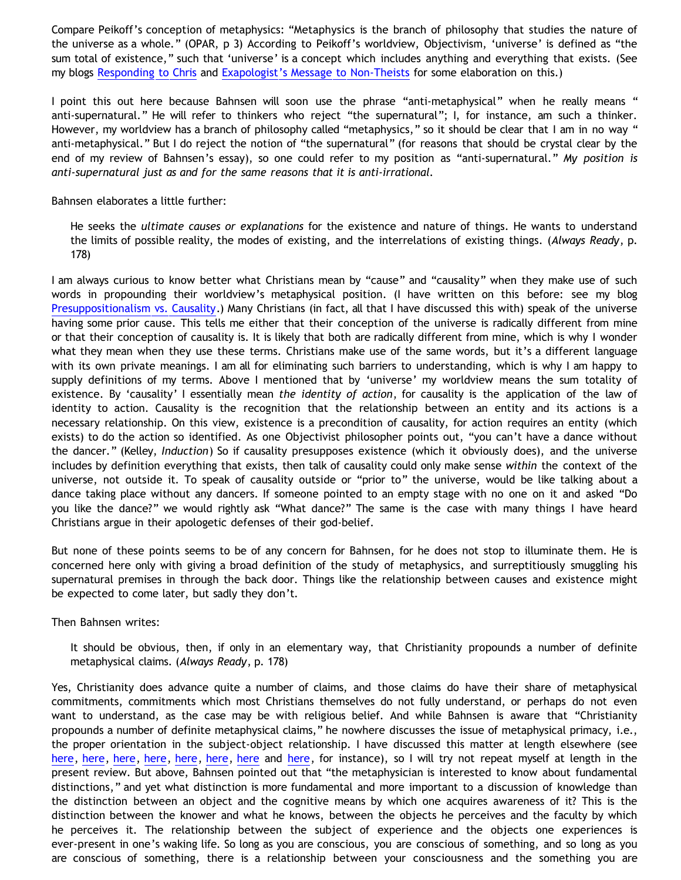Compare Peikoff's conception of metaphysics: "Metaphysics is the branch of philosophy that studies the nature of the universe as a whole." (OPAR, p 3) According to Peikoff's worldview, Objectivism, 'universe' is defined as "the sum total of existence," such that 'universe' is a concept which includes anything and everything that exists. (See my blogs Responding to Chris and Exapologist's Message to Non-Theists for some elaboration on this.)

I point this out here because Bahnsen will soon use the phrase "anti-metaphysical" when he really means " anti-supernatural." He will refer to thinkers who reject "the supernatural"; I, for instance, am such a thinker. However, my worldview has a branch of philosophy called "metaphysics," so it should be clear that I am in no way " anti-metaphysical." But I do reject the notion of "the supernatural" (for reasons that should be crystal clear by the end of my review of Bahnsen's essay), so one could refer to my position as "anti-supernatural." *My position is anti-supernatural just as and for the same reasons that it is anti-irrational.*

Bahnsen elaborates a little further:

> He seeks the *ultimate causes or explanations* for the existence and nature of things. He wants to understand the limits of possible reality, the modes of existing, and the interrelations of existing things. (*Always Ready*, p. 178)

I am always curious to know better what Christians mean by "cause" and "causality" when they make use of such words in propounding their worldview's metaphysical position. (I have written on this before: see my blog Presuppositionalism vs. Causality.) Many Christians (in fact, all that I have discussed this with) speak of the universe having some prior cause. This tells me either that their conception of the universe is radically different from mine or that their conception of causality is. It is likely that both are radically different from mine, which is why I wonder what they mean when they use these terms. Christians make use of the same words, but it's a different language with its own private meanings. I am all for eliminating such barriers to understanding, which is why I am happy to supply definitions of my terms. Above I mentioned that by 'universe' my worldview means the sum totality of existence. By 'causality' I essentially mean *the identity of action*, for causality is the application of the law of identity to action. Causality is the recognition that the relationship between an entity and its actions is a necessary relationship. On this view, existence is a precondition of causality, for action requires an entity (which exists) to do the action so identified. As one Objectivist philosopher points out, "you can't have a dance without the dancer." (Kelley, *Induction*) So if causality presupposes existence (which it obviously does), and the universe includes by definition everything that exists, then talk of causality could only make sense *within* the context of the universe, not outside it. To speak of causality outside or "prior to" the universe, would be like talking about a dance taking place without any dancers. If someone pointed to an empty stage with no one on it and asked "Do you like the dance?" we would rightly ask "What dance?" The same is the case with many things I have heard Christians argue in their apologetic defenses of their god-belief.

But none of these points seems to be of any concern for Bahnsen, for he does not stop to illuminate them. He is concerned here only with giving a broad definition of the study of metaphysics, and surreptitiously smuggling his supernatural premises in through the back door. Things like the relationship between causes and existence might be expected to come later, but sadly they don't.

Then Bahnsen writes:

> It should be obvious, then, if only in an elementary way, that Christianity propounds a number of definite metaphysical claims. (*Always Ready*, p. 178)

Yes, Christianity does advance quite a number of claims, and those claims do have their share of metaphysical commitments, commitments which most Christians themselves do not fully understand, or perhaps do not even want to understand, as the case may be with religious belief. And while Bahnsen is aware that "Christianity propounds a number of definite metaphysical claims," he nowhere discusses the issue of metaphysical primacy, i.e., the proper orientation in the subject-object relationship. I have discussed this matter at length elsewhere (see here, here, here, here, here, here, here and here, for instance), so I will try not repeat myself at length in the present review. But above, Bahnsen pointed out that "the metaphysician is interested to know about fundamental distinctions," and yet what distinction is more fundamental and more important to a discussion of knowledge than the distinction between an object and the cognitive means by which one acquires awareness of it? This is the distinction between the knower and what he knows, between the objects he perceives and the faculty by which he perceives it. The relationship between the subject of experience and the objects one experiences is ever-present in one's waking life. So long as you are conscious, you are conscious of something, and so long as you are conscious of something, there is a relationship between your consciousness and the something you are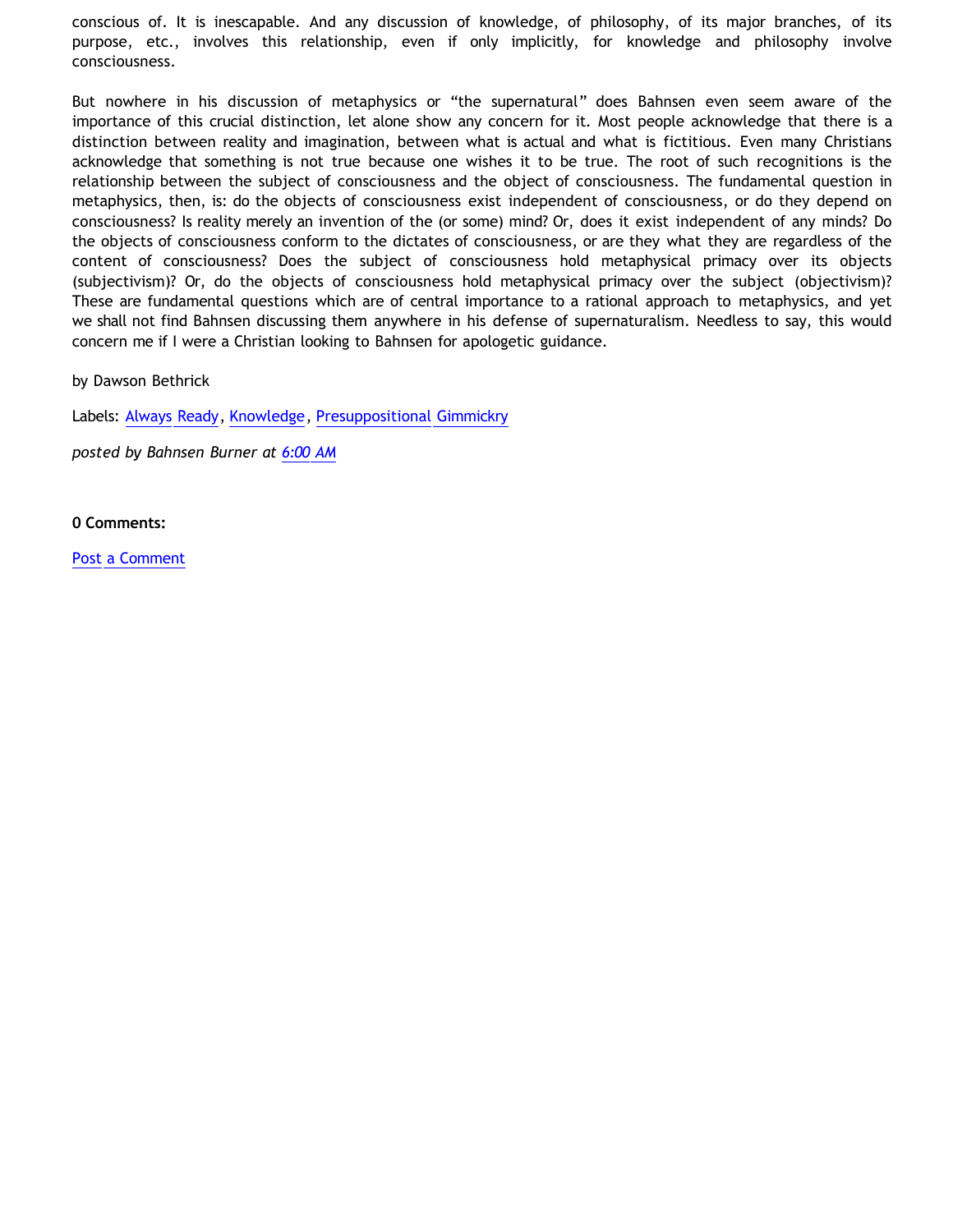conscious of. It is inescapable. And any discussion of knowledge, of philosophy, of its major branches, of its purpose, etc., involves this relationship, even if only implicitly, for knowledge and philosophy involve consciousness.

But nowhere in his discussion of metaphysics or "the supernatural" does Bahnsen even seem aware of the importance of this crucial distinction, let alone show any concern for it. Most people acknowledge that there is a distinction between reality and imagination, between what is actual and what is fictitious. Even many Christians acknowledge that something is not true because one wishes it to be true. The root of such recognitions is the relationship between the subject of consciousness and the object of consciousness. The fundamental question in metaphysics, then, is: do the objects of consciousness exist independent of consciousness, or do they depend on consciousness? Is reality merely an invention of the (or some) mind? Or, does it exist independent of any minds? Do the objects of consciousness conform to the dictates of consciousness, or are they what they are regardless of the content of consciousness? Does the subject of consciousness hold metaphysical primacy over its objects (subjectivism)? Or, do the objects of consciousness hold metaphysical primacy over the subject (objectivism)? These are fundamental questions which are of central importance to a rational approach to metaphysics, and yet we shall not find Bahnsen discussing them anywhere in his defense of supernaturalism. Needless to say, this would concern me if I were a Christian looking to Bahnsen for apologetic guidance.

by Dawson Bethrick

Labels: Always Ready, Knowledge, Presuppositional Gimmickry

*posted by Bahnsen Burner at 6:00 AM*

**0 Comments:**

Post a Comment